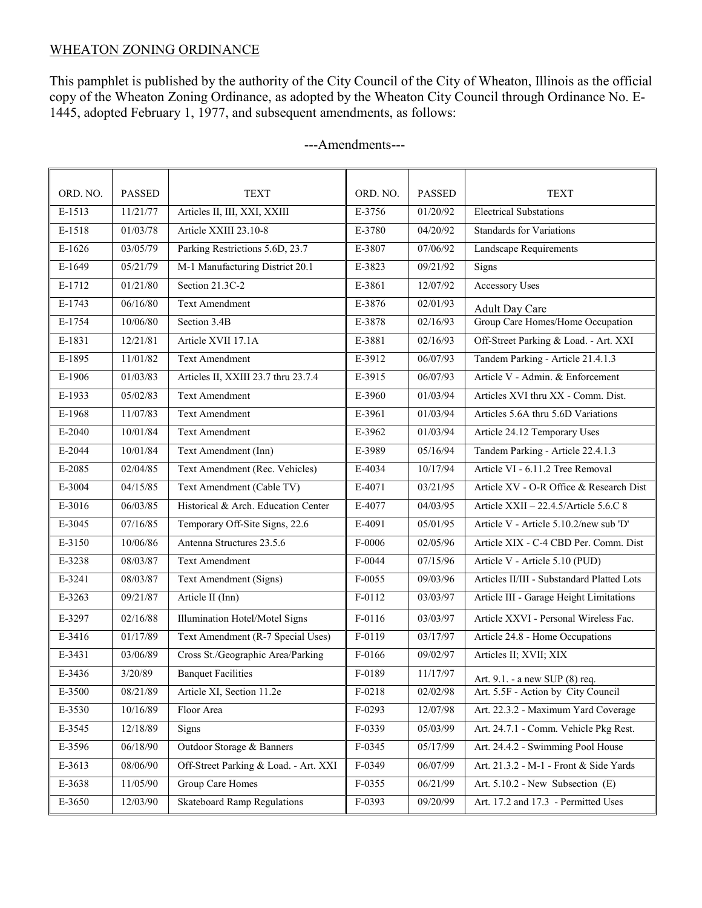WHEATON ZONING ORDINANCE

This pamphlet is published by the authority of the City Council of the City of Wheaton, Illinois as the official copy of the Wheaton Zoning Ordinance, as adopted by the Wheaton City Council through Ordinance No. E-1445, adopted February 1, 1977, and subsequent amendments, as follows:

---Amendments---

| ORD. NO. | PASSED | TEXT | ORD. NO. | PASSED | TEXT |
|---|---|---|---|---|---|
| E-1513 | 11/21/77 | Articles II, III, XXI, XXIII | E-3756 | 01/20/92 | Electrical Substations |
| E-1518 | 01/03/78 | Article XXIII 23.10-8 | E-3780 | 04/20/92 | Standards for Variations |
| E-1626 | 03/05/79 | Parking Restrictions 5.6D, 23.7 | E-3807 | 07/06/92 | Landscape Requirements |
| E-1649 | 05/21/79 | M-1 Manufacturing District 20.1 | E-3823 | 09/21/92 | Signs |
| E-1712 | 01/21/80 | Section 21.3C-2 | E-3861 | 12/07/92 | Accessory Uses |
| E-1743 | 06/16/80 | Text Amendment | E-3876 | 02/01/93 | Adult Day Care |
| E-1754 | 10/06/80 | Section 3.4B | E-3878 | 02/16/93 | Group Care Homes/Home Occupation |
| E-1831 | 12/21/81 | Article XVII 17.1A | E-3881 | 02/16/93 | Off-Street Parking & Load. - Art. XXI |
| E-1895 | 11/01/82 | Text Amendment | E-3912 | 06/07/93 | Tandem Parking - Article 21.4.1.3 |
| E-1906 | 01/03/83 | Articles II, XXIII 23.7 thru 23.7.4 | E-3915 | 06/07/93 | Article V - Admin. & Enforcement |
| E-1933 | 05/02/83 | Text Amendment | E-3960 | 01/03/94 | Articles XVI thru XX - Comm. Dist. |
| E-1968 | 11/07/83 | Text Amendment | E-3961 | 01/03/94 | Articles 5.6A thru 5.6D Variations |
| E-2040 | 10/01/84 | Text Amendment | E-3962 | 01/03/94 | Article 24.12 Temporary Uses |
| E-2044 | 10/01/84 | Text Amendment (Inn) | E-3989 | 05/16/94 | Tandem Parking - Article 22.4.1.3 |
| E-2085 | 02/04/85 | Text Amendment (Rec. Vehicles) | E-4034 | 10/17/94 | Article VI - 6.11.2 Tree Removal |
| E-3004 | 04/15/85 | Text Amendment (Cable TV) | E-4071 | 03/21/95 | Article XV - O-R Office & Research Dist |
| E-3016 | 06/03/85 | Historical & Arch. Education Center | E-4077 | 04/03/95 | Article XXII – 22.4.5/Article 5.6.C 8 |
| E-3045 | 07/16/85 | Temporary Off-Site Signs, 22.6 | E-4091 | 05/01/95 | Article V - Article 5.10.2/new sub 'D' |
| E-3150 | 10/06/86 | Antenna Structures 23.5.6 | F-0006 | 02/05/96 | Article XIX - C-4 CBD Per. Comm. Dist |
| E-3238 | 08/03/87 | Text Amendment | F-0044 | 07/15/96 | Article V - Article 5.10 (PUD) |
| E-3241 | 08/03/87 | Text Amendment (Signs) | F-0055 | 09/03/96 | Articles II/III - Substandard Platted Lots |
| E-3263 | 09/21/87 | Article II (Inn) | F-0112 | 03/03/97 | Article III - Garage Height Limitations |
| E-3297 | 02/16/88 | Illumination Hotel/Motel Signs | F-0116 | 03/03/97 | Article XXVI - Personal Wireless Fac. |
| E-3416 | 01/17/89 | Text Amendment (R-7 Special Uses) | F-0119 | 03/17/97 | Article 24.8 - Home Occupations |
| E-3431 | 03/06/89 | Cross St./Geographic Area/Parking | F-0166 | 09/02/97 | Articles II; XVII; XIX |
| E-3436 | 3/20/89 | Banquet Facilities | F-0189 | 11/17/97 | Art. 9.1. - a new SUP (8) req. |
| E-3500 | 08/21/89 | Article XI, Section 11.2e | F-0218 | 02/02/98 | Art. 5.5F - Action by City Council |
| E-3530 | 10/16/89 | Floor Area | F-0293 | 12/07/98 | Art. 22.3.2 - Maximum Yard Coverage |
| E-3545 | 12/18/89 | Signs | F-0339 | 05/03/99 | Art. 24.7.1 - Comm. Vehicle Pkg Rest. |
| E-3596 | 06/18/90 | Outdoor Storage & Banners | F-0345 | 05/17/99 | Art. 24.4.2 - Swimming Pool House |
| E-3613 | 08/06/90 | Off-Street Parking & Load. - Art. XXI | F-0349 | 06/07/99 | Art. 21.3.2 - M-1 - Front & Side Yards |
| E-3638 | 11/05/90 | Group Care Homes | F-0355 | 06/21/99 | Art. 5.10.2 - New Subsection (E) |
| E-3650 | 12/03/90 | Skateboard Ramp Regulations | F-0393 | 09/20/99 | Art. 17.2 and 17.3 - Permitted Uses |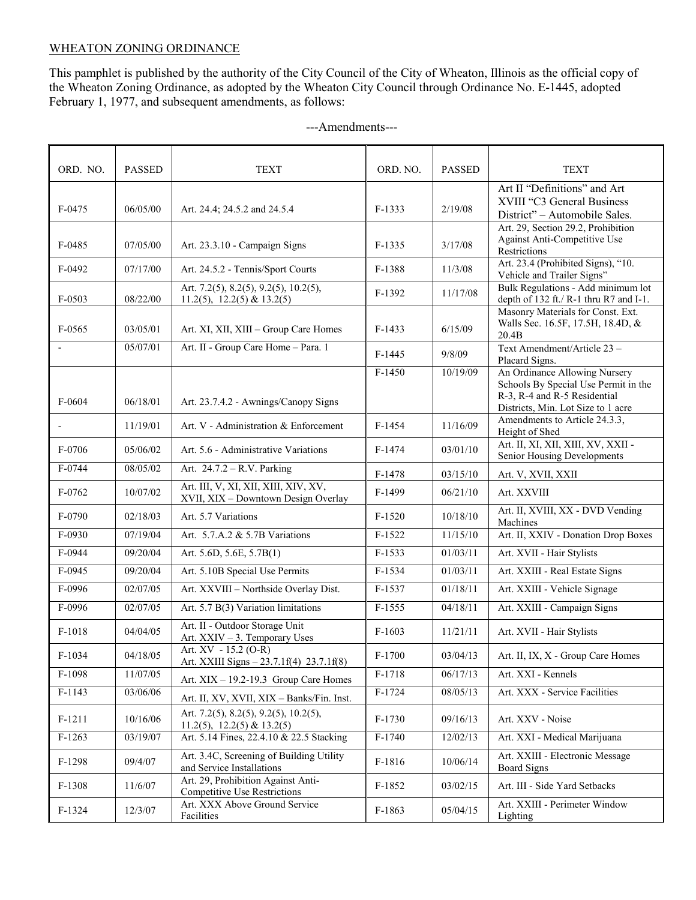WHEATON ZONING ORDINANCE

This pamphlet is published by the authority of the City Council of the City of Wheaton, Illinois as the official copy of the Wheaton Zoning Ordinance, as adopted by the Wheaton City Council through Ordinance No. E-1445, adopted February 1, 1977, and subsequent amendments, as follows:

---Amendments---

| ORD. NO. | PASSED | TEXT | ORD. NO. | PASSED | TEXT |
|---|---|---|---|---|---|
| F-0475 | 06/05/00 | Art. 24.4; 24.5.2 and 24.5.4 | F-1333 | 2/19/08 | Art II "Definitions" and Art XVIII "C3 General Business District" – Automobile Sales. |
| F-0485 | 07/05/00 | Art. 23.3.10 - Campaign Signs | F-1335 | 3/17/08 | Art. 29, Section 29.2, Prohibition Against Anti-Competitive Use Restrictions |
| F-0492 | 07/17/00 | Art. 24.5.2 - Tennis/Sport Courts | F-1388 | 11/3/08 | Art. 23.4 (Prohibited Signs), "10. Vehicle and Trailer Signs" |
| F-0503 | 08/22/00 | Art. 7.2(5), 8.2(5), 9.2(5), 10.2(5), 11.2(5), 12.2(5) & 13.2(5) | F-1392 | 11/17/08 | Bulk Regulations - Add minimum lot depth of 132 ft./ R-1 thru R7 and I-1. |
| F-0565 | 03/05/01 | Art. XI, XII, XIII – Group Care Homes | F-1433 | 6/15/09 | Masonry Materials for Const. Ext. Walls Sec. 16.5F, 17.5H, 18.4D, & 20.4B |
| - | 05/07/01 | Art. II - Group Care Home – Para. 1 | F-1445 | 9/8/09 | Text Amendment/Article 23 – Placard Signs. |
| F-0604 | 06/18/01 | Art. 23.7.4.2 - Awnings/Canopy Signs | F-1450 | 10/19/09 | An Ordinance Allowing Nursery Schools By Special Use Permit in the R-3, R-4 and R-5 Residential Districts, Min. Lot Size to 1 acre |
| - | 11/19/01 | Art. V - Administration & Enforcement | F-1454 | 11/16/09 | Amendments to Article 24.3.3, Height of Shed |
| F-0706 | 05/06/02 | Art. 5.6 - Administrative Variations | F-1474 | 03/01/10 | Art. II, XI, XII, XIII, XV, XXII - Senior Housing Developments |
| F-0744 | 08/05/02 | Art. 24.7.2 – R.V. Parking | F-1478 | 03/15/10 | Art. V, XVII, XXII |
| F-0762 | 10/07/02 | Art. III, V, XI, XII, XIII, XIV, XV, XVII, XIX – Downtown Design Overlay | F-1499 | 06/21/10 | Art. XXVIII |
| F-0790 | 02/18/03 | Art. 5.7 Variations | F-1520 | 10/18/10 | Art. II, XVIII, XX - DVD Vending Machines |
| F-0930 | 07/19/04 | Art. 5.7.A.2 & 5.7B Variations | F-1522 | 11/15/10 | Art. II, XXIV - Donation Drop Boxes |
| F-0944 | 09/20/04 | Art. 5.6D, 5.6E, 5.7B(1) | F-1533 | 01/03/11 | Art. XVII - Hair Stylists |
| F-0945 | 09/20/04 | Art. 5.10B Special Use Permits | F-1534 | 01/03/11 | Art. XXIII - Real Estate Signs |
| F-0996 | 02/07/05 | Art. XXVIII – Northside Overlay Dist. | F-1537 | 01/18/11 | Art. XXIII - Vehicle Signage |
| F-0996 | 02/07/05 | Art. 5.7 B(3) Variation limitations | F-1555 | 04/18/11 | Art. XXIII - Campaign Signs |
| F-1018 | 04/04/05 | Art. II - Outdoor Storage Unit Art. XXIV – 3. Temporary Uses | F-1603 | 11/21/11 | Art. XVII - Hair Stylists |
| F-1034 | 04/18/05 | Art. XV - 15.2 (O-R) Art. XXIII Signs – 23.7.1f(4) 23.7.1f(8) | F-1700 | 03/04/13 | Art. II, IX, X - Group Care Homes |
| F-1098 | 11/07/05 | Art. XIX – 19.2-19.3 Group Care Homes | F-1718 | 06/17/13 | Art. XXI - Kennels |
| F-1143 | 03/06/06 | Art. II, XV, XVII, XIX – Banks/Fin. Inst. | F-1724 | 08/05/13 | Art. XXX - Service Facilities |
| F-1211 | 10/16/06 | Art. 7.2(5), 8.2(5), 9.2(5), 10.2(5), 11.2(5), 12.2(5) & 13.2(5) | F-1730 | 09/16/13 | Art. XXV - Noise |
| F-1263 | 03/19/07 | Art. 5.14 Fines, 22.4.10 & 22.5 Stacking | F-1740 | 12/02/13 | Art. XXI - Medical Marijuana |
| F-1298 | 09/4/07 | Art. 3.4C, Screening of Building Utility and Service Installations | F-1816 | 10/06/14 | Art. XXIII - Electronic Message Board Signs |
| F-1308 | 11/6/07 | Art. 29, Prohibition Against Anti-Competitive Use Restrictions | F-1852 | 03/02/15 | Art. III - Side Yard Setbacks |
| F-1324 | 12/3/07 | Art. XXX Above Ground Service Facilities | F-1863 | 05/04/15 | Art. XXIII - Perimeter Window Lighting |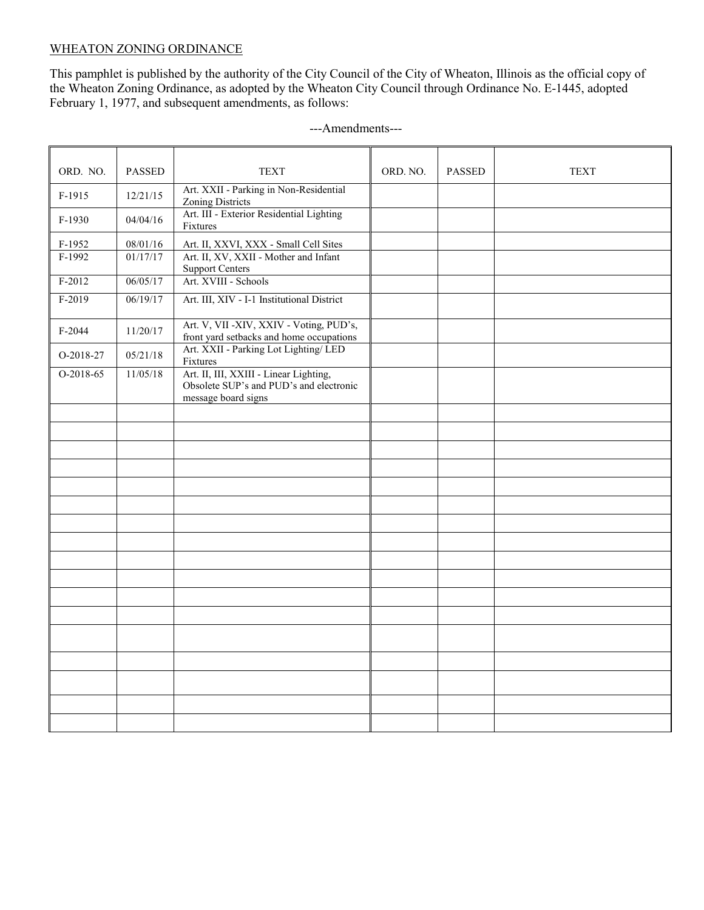WHEATON ZONING ORDINANCE

This pamphlet is published by the authority of the City Council of the City of Wheaton, Illinois as the official copy of the Wheaton Zoning Ordinance, as adopted by the Wheaton City Council through Ordinance No. E-1445, adopted February 1, 1977, and subsequent amendments, as follows:

---Amendments---

| ORD. NO. | PASSED | TEXT | ORD. NO. | PASSED | TEXT |
|---|---|---|---|---|---|
| F-1915 | 12/21/15 | Art. XXII - Parking in Non-Residential Zoning Districts | | | |
| F-1930 | 04/04/16 | Art. III - Exterior Residential Lighting Fixtures | | | |
| F-1952 | 08/01/16 | Art. II, XXVI, XXX - Small Cell Sites | | | |
| F-1992 | 01/17/17 | Art. II, XV, XXII - Mother and Infant Support Centers | | | |
| F-2012 | 06/05/17 | Art. XVIII - Schools | | | |
| F-2019 | 06/19/17 | Art. III, XIV - I-1 Institutional District | | | |
| F-2044 | 11/20/17 | Art. V, VII -XIV, XXIV - Voting, PUD's, front yard setbacks and home occupations | | | |
| O-2018-27 | 05/21/18 | Art. XXII - Parking Lot Lighting/ LED Fixtures | | | |
| O-2018-65 | 11/05/18 | Art. II, III, XXIII - Linear Lighting, Obsolete SUP's and PUD's and electronic message board signs | | | |
| | | | | | |
| | | | | | |
| | | | | | |
| | | | | | |
| | | | | | |
| | | | | | |
| | | | | | |
| | | | | | |
| | | | | | |
| | | | | | |
| | | | | | |
| | | | | | |
| | | | | | |
| | | | | | |
| | | | | | |
| | | | | | |
| | | | | | |